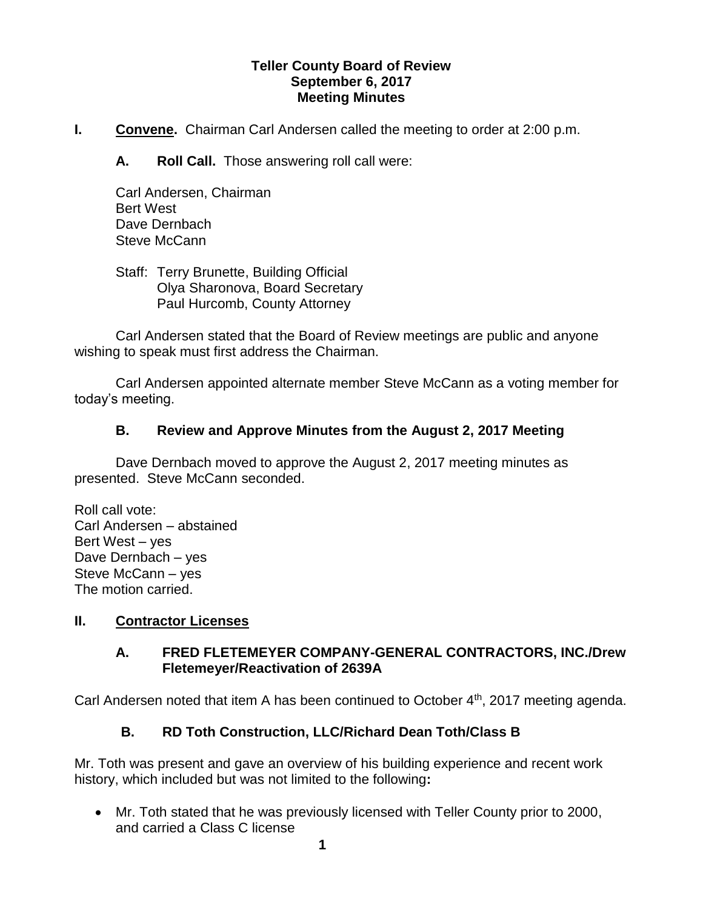**Teller County Board of Review**
**September 6, 2017**
**Meeting Minutes**

**I. Convene.** Chairman Carl Andersen called the meeting to order at 2:00 p.m.

**A. Roll Call.** Those answering roll call were:

Carl Andersen, Chairman
Bert West
Dave Dernbach
Steve McCann

Staff: Terry Brunette, Building Official
Olya Sharonova, Board Secretary
Paul Hurcomb, County Attorney

Carl Andersen stated that the Board of Review meetings are public and anyone wishing to speak must first address the Chairman.

Carl Andersen appointed alternate member Steve McCann as a voting member for today's meeting.

**B. Review and Approve Minutes from the August 2, 2017 Meeting**

Dave Dernbach moved to approve the August 2, 2017 meeting minutes as presented. Steve McCann seconded.

Roll call vote:
Carl Andersen – abstained
Bert West – yes
Dave Dernbach – yes
Steve McCann – yes
The motion carried.

**II. Contractor Licenses**

**A. FRED FLETEMEYER COMPANY-GENERAL CONTRACTORS, INC./Drew Fletemeyer/Reactivation of 2639A**

Carl Andersen noted that item A has been continued to October 4th, 2017 meeting agenda.

**B. RD Toth Construction, LLC/Richard Dean Toth/Class B**

Mr. Toth was present and gave an overview of his building experience and recent work history, which included but was not limited to the following**:**

- Mr. Toth stated that he was previously licensed with Teller County prior to 2000, and carried a Class C license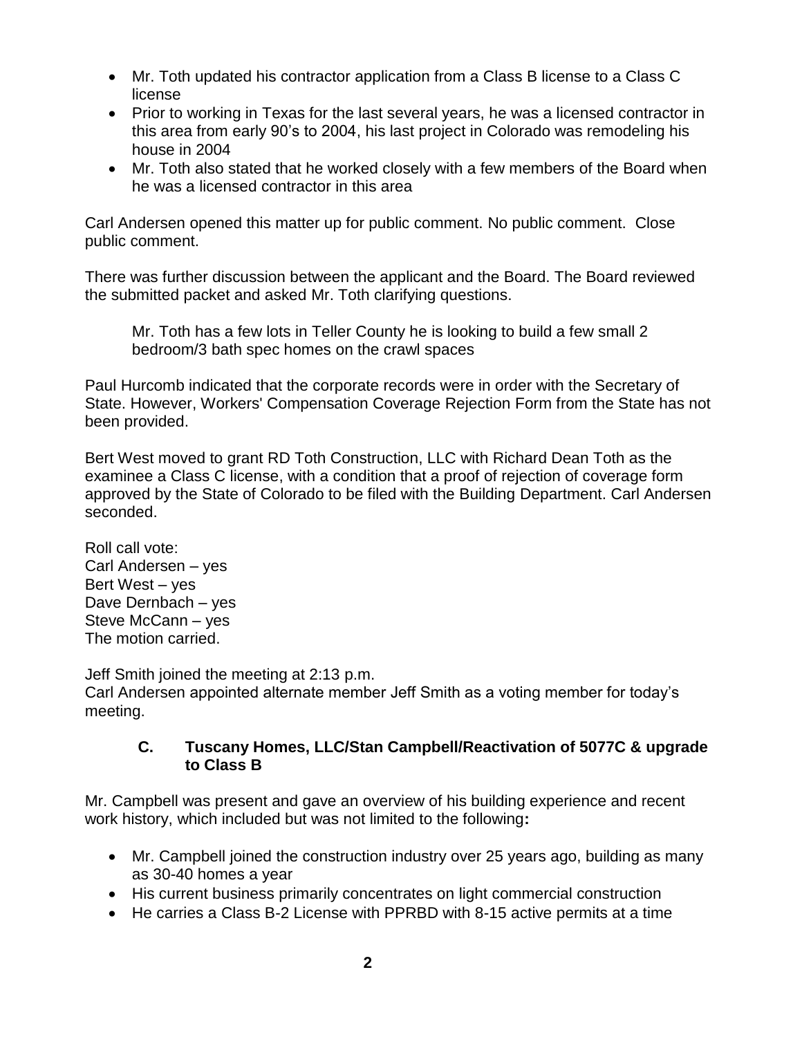- Mr. Toth updated his contractor application from a Class B license to a Class C license
- Prior to working in Texas for the last several years, he was a licensed contractor in this area from early 90's to 2004, his last project in Colorado was remodeling his house in 2004
- Mr. Toth also stated that he worked closely with a few members of the Board when he was a licensed contractor in this area

Carl Andersen opened this matter up for public comment. No public comment. Close public comment.

There was further discussion between the applicant and the Board. The Board reviewed the submitted packet and asked Mr. Toth clarifying questions.

> Mr. Toth has a few lots in Teller County he is looking to build a few small 2 bedroom/3 bath spec homes on the crawl spaces

Paul Hurcomb indicated that the corporate records were in order with the Secretary of State. However, Workers' Compensation Coverage Rejection Form from the State has not been provided.

Bert West moved to grant RD Toth Construction, LLC with Richard Dean Toth as the examinee a Class C license, with a condition that a proof of rejection of coverage form approved by the State of Colorado to be filed with the Building Department. Carl Andersen seconded.

Roll call vote:
Carl Andersen – yes
Bert West – yes
Dave Dernbach – yes
Steve McCann – yes
The motion carried.

Jeff Smith joined the meeting at 2:13 p.m.
Carl Andersen appointed alternate member Jeff Smith as a voting member for today's meeting.

### C. Tuscany Homes, LLC/Stan Campbell/Reactivation of 5077C & upgrade to Class B

Mr. Campbell was present and gave an overview of his building experience and recent work history, which included but was not limited to the following**:**

- Mr. Campbell joined the construction industry over 25 years ago, building as many as 30-40 homes a year
- His current business primarily concentrates on light commercial construction
- He carries a Class B-2 License with PPRBD with 8-15 active permits at a time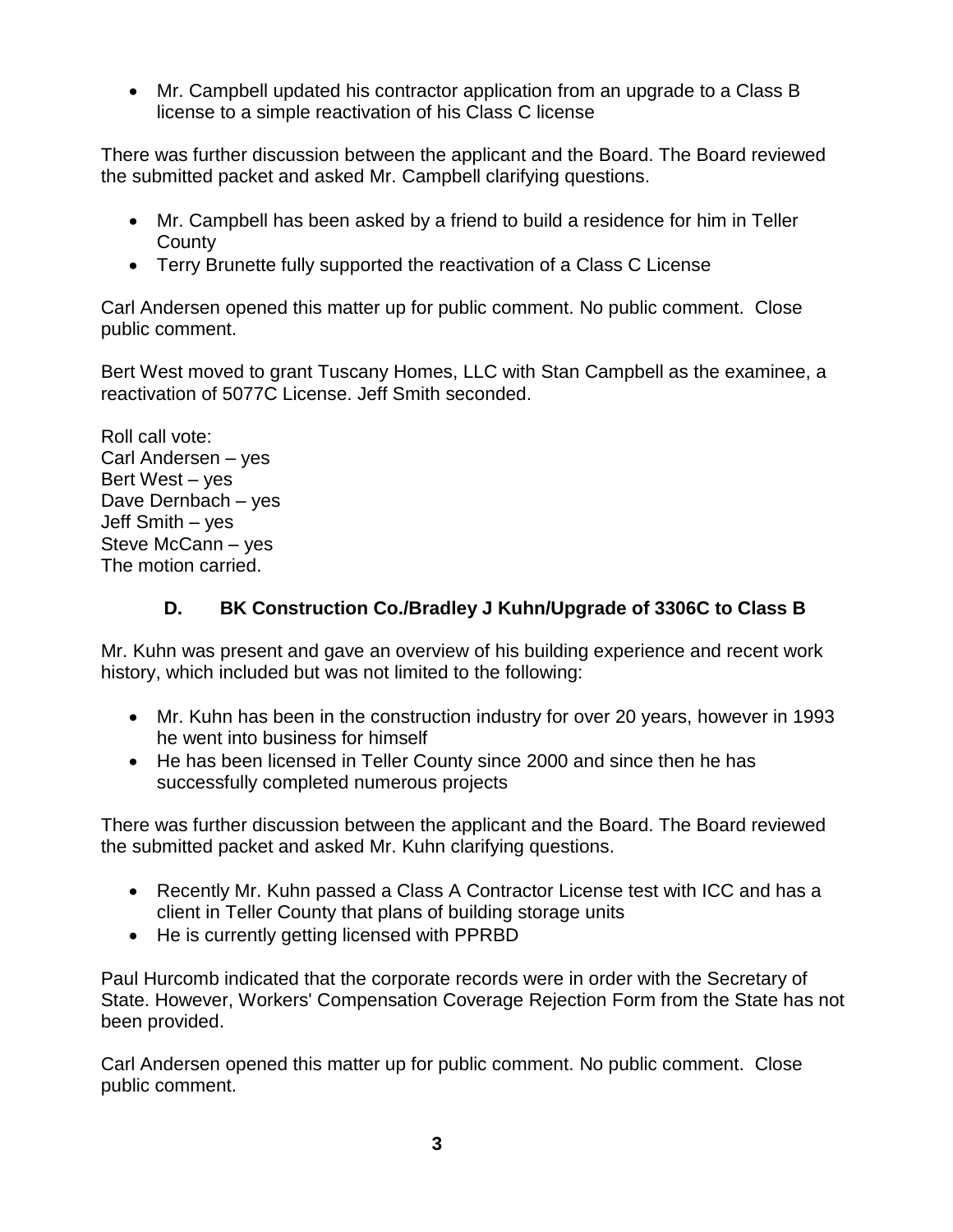- Mr. Campbell updated his contractor application from an upgrade to a Class B license to a simple reactivation of his Class C license

There was further discussion between the applicant and the Board. The Board reviewed the submitted packet and asked Mr. Campbell clarifying questions.

- Mr. Campbell has been asked by a friend to build a residence for him in Teller County
- Terry Brunette fully supported the reactivation of a Class C License

Carl Andersen opened this matter up for public comment. No public comment. Close public comment.

Bert West moved to grant Tuscany Homes, LLC with Stan Campbell as the examinee, a reactivation of 5077C License. Jeff Smith seconded.

Roll call vote:
Carl Andersen – yes
Bert West – yes
Dave Dernbach – yes
Jeff Smith – yes
Steve McCann – yes
The motion carried.

### D. BK Construction Co./Bradley J Kuhn/Upgrade of 3306C to Class B

Mr. Kuhn was present and gave an overview of his building experience and recent work history, which included but was not limited to the following:

- Mr. Kuhn has been in the construction industry for over 20 years, however in 1993 he went into business for himself
- He has been licensed in Teller County since 2000 and since then he has successfully completed numerous projects

There was further discussion between the applicant and the Board. The Board reviewed the submitted packet and asked Mr. Kuhn clarifying questions.

- Recently Mr. Kuhn passed a Class A Contractor License test with ICC and has a client in Teller County that plans of building storage units
- He is currently getting licensed with PPRBD

Paul Hurcomb indicated that the corporate records were in order with the Secretary of State. However, Workers' Compensation Coverage Rejection Form from the State has not been provided.

Carl Andersen opened this matter up for public comment. No public comment. Close public comment.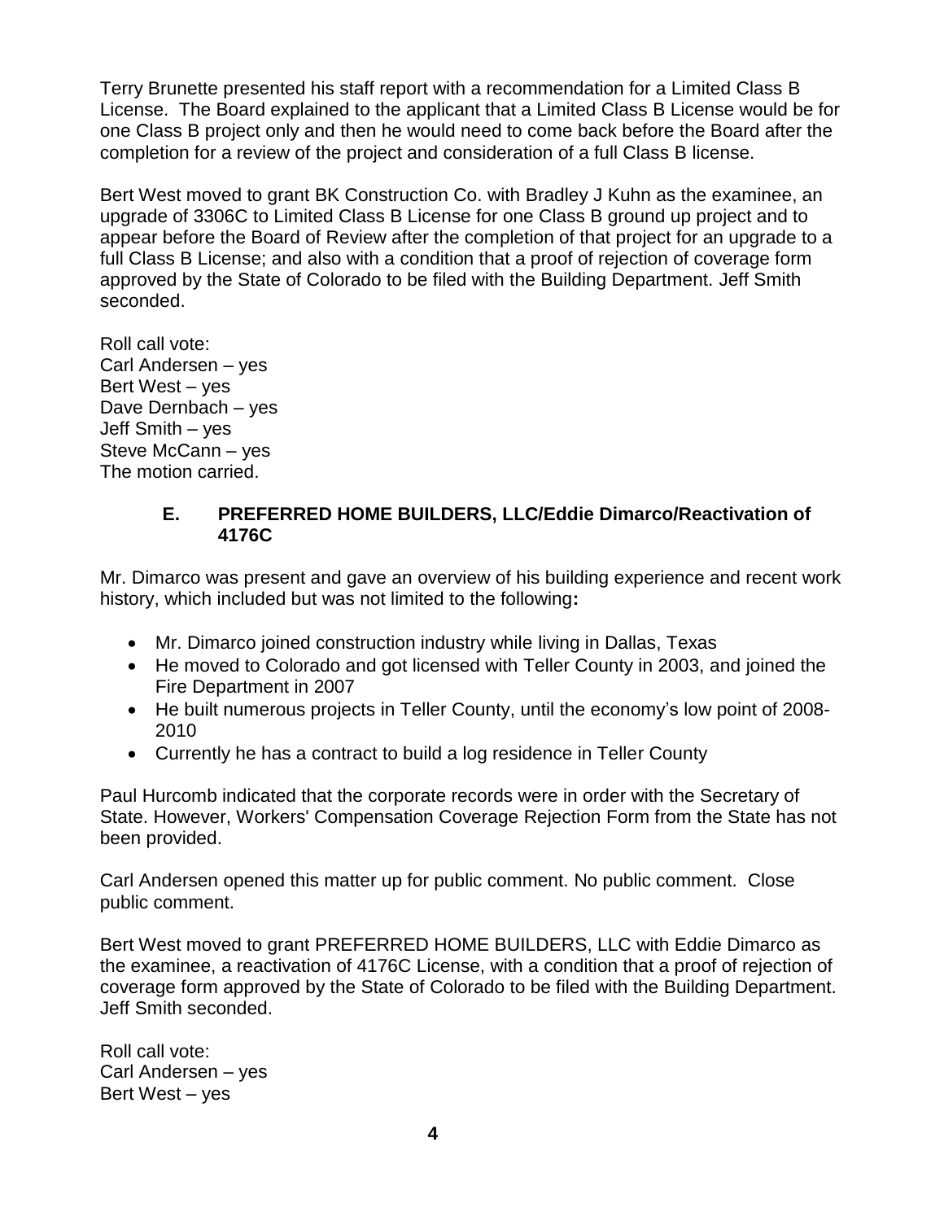Terry Brunette presented his staff report with a recommendation for a Limited Class B License. The Board explained to the applicant that a Limited Class B License would be for one Class B project only and then he would need to come back before the Board after the completion for a review of the project and consideration of a full Class B license.

Bert West moved to grant BK Construction Co. with Bradley J Kuhn as the examinee, an upgrade of 3306C to Limited Class B License for one Class B ground up project and to appear before the Board of Review after the completion of that project for an upgrade to a full Class B License; and also with a condition that a proof of rejection of coverage form approved by the State of Colorado to be filed with the Building Department. Jeff Smith seconded.

Roll call vote:
Carl Andersen – yes
Bert West – yes
Dave Dernbach – yes
Jeff Smith – yes
Steve McCann – yes
The motion carried.

### E. PREFERRED HOME BUILDERS, LLC/Eddie Dimarco/Reactivation of 4176C

Mr. Dimarco was present and gave an overview of his building experience and recent work history, which included but was not limited to the following**:**

- Mr. Dimarco joined construction industry while living in Dallas, Texas
- He moved to Colorado and got licensed with Teller County in 2003, and joined the Fire Department in 2007
- He built numerous projects in Teller County, until the economy's low point of 2008-2010
- Currently he has a contract to build a log residence in Teller County

Paul Hurcomb indicated that the corporate records were in order with the Secretary of State. However, Workers' Compensation Coverage Rejection Form from the State has not been provided.

Carl Andersen opened this matter up for public comment. No public comment. Close public comment.

Bert West moved to grant PREFERRED HOME BUILDERS, LLC with Eddie Dimarco as the examinee, a reactivation of 4176C License, with a condition that a proof of rejection of coverage form approved by the State of Colorado to be filed with the Building Department. Jeff Smith seconded.

Roll call vote:
Carl Andersen – yes
Bert West – yes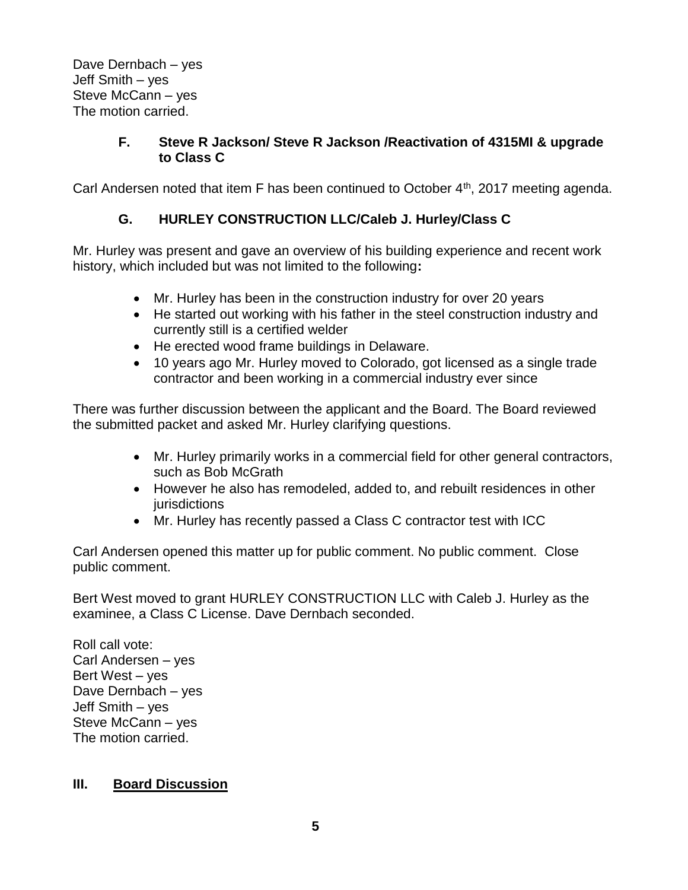Dave Dernbach – yes
Jeff Smith – yes
Steve McCann – yes
The motion carried.

### F. Steve R Jackson/ Steve R Jackson /Reactivation of 4315MI & upgrade to Class C

Carl Andersen noted that item F has been continued to October 4th, 2017 meeting agenda.

### G. HURLEY CONSTRUCTION LLC/Caleb J. Hurley/Class C

Mr. Hurley was present and gave an overview of his building experience and recent work history, which included but was not limited to the following**:**

- Mr. Hurley has been in the construction industry for over 20 years
- He started out working with his father in the steel construction industry and currently still is a certified welder
- He erected wood frame buildings in Delaware.
- 10 years ago Mr. Hurley moved to Colorado, got licensed as a single trade contractor and been working in a commercial industry ever since

There was further discussion between the applicant and the Board. The Board reviewed the submitted packet and asked Mr. Hurley clarifying questions.

- Mr. Hurley primarily works in a commercial field for other general contractors, such as Bob McGrath
- However he also has remodeled, added to, and rebuilt residences in other jurisdictions
- Mr. Hurley has recently passed a Class C contractor test with ICC

Carl Andersen opened this matter up for public comment. No public comment. Close public comment.

Bert West moved to grant HURLEY CONSTRUCTION LLC with Caleb J. Hurley as the examinee, a Class C License. Dave Dernbach seconded.

Roll call vote:
Carl Andersen – yes
Bert West – yes
Dave Dernbach – yes
Jeff Smith – yes
Steve McCann – yes
The motion carried.

## III. Board Discussion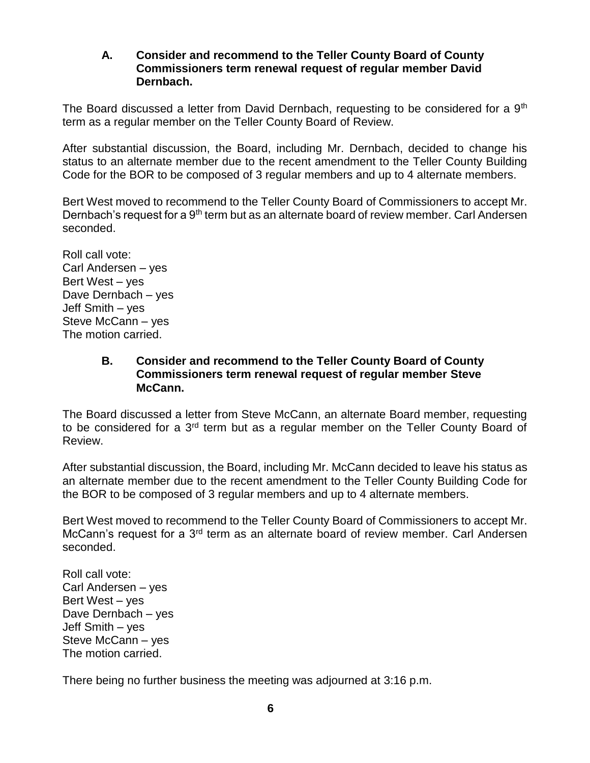### A. Consider and recommend to the Teller County Board of County Commissioners term renewal request of regular member David Dernbach.

The Board discussed a letter from David Dernbach, requesting to be considered for a 9th term as a regular member on the Teller County Board of Review.

After substantial discussion, the Board, including Mr. Dernbach, decided to change his status to an alternate member due to the recent amendment to the Teller County Building Code for the BOR to be composed of 3 regular members and up to 4 alternate members.

Bert West moved to recommend to the Teller County Board of Commissioners to accept Mr. Dernbach's request for a 9th term but as an alternate board of review member. Carl Andersen seconded.

Roll call vote:  
Carl Andersen – yes  
Bert West – yes  
Dave Dernbach – yes  
Jeff Smith – yes  
Steve McCann – yes  
The motion carried.

### B. Consider and recommend to the Teller County Board of County Commissioners term renewal request of regular member Steve McCann.

The Board discussed a letter from Steve McCann, an alternate Board member, requesting to be considered for a 3rd term but as a regular member on the Teller County Board of Review.

After substantial discussion, the Board, including Mr. McCann decided to leave his status as an alternate member due to the recent amendment to the Teller County Building Code for the BOR to be composed of 3 regular members and up to 4 alternate members.

Bert West moved to recommend to the Teller County Board of Commissioners to accept Mr. McCann's request for a 3rd term as an alternate board of review member. Carl Andersen seconded.

Roll call vote:  
Carl Andersen – yes  
Bert West – yes  
Dave Dernbach – yes  
Jeff Smith – yes  
Steve McCann – yes  
The motion carried.

There being no further business the meeting was adjourned at 3:16 p.m.